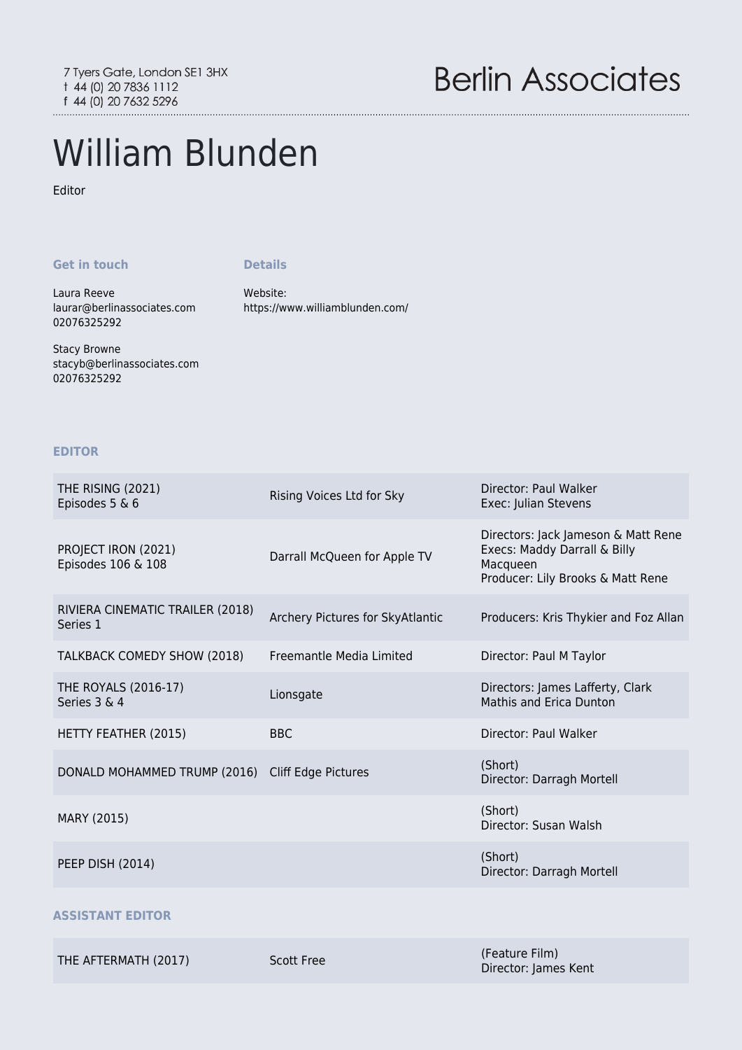7 Tyers Gate, London SE1 3HX
t 44 (0) 20 7836 1112
f 44 (0) 20 7632 5296

Berlin Associates

# William Blunden

Editor

### Get in touch

Laura Reeve
laurar@berlinassociates.com
02076325292

Stacy Browne
stacyb@berlinassociates.com
02076325292

### Details

Website:
https://www.williamblunden.com/

## EDITOR

| | | |
|---|---|---|
| THE RISING (2021)<br>Episodes 5 & 6 | Rising Voices Ltd for Sky | Director: Paul Walker<br>Exec: Julian Stevens |
| PROJECT IRON (2021)<br>Episodes 106 & 108 | Darrall McQueen for Apple TV | Directors: Jack Jameson & Matt Rene<br>Execs: Maddy Darrall & Billy Macqueen<br>Producer: Lily Brooks & Matt Rene |
| RIVIERA CINEMATIC TRAILER (2018)<br>Series 1 | Archery Pictures for SkyAtlantic | Producers: Kris Thykier and Foz Allan |
| TALKBACK COMEDY SHOW (2018) | Freemantle Media Limited | Director: Paul M Taylor |
| THE ROYALS (2016-17)<br>Series 3 & 4 | Lionsgate | Directors: James Lafferty, Clark Mathis and Erica Dunton |
| HETTY FEATHER (2015) | BBC | Director: Paul Walker |
| DONALD MOHAMMED TRUMP (2016) | Cliff Edge Pictures | (Short)<br>Director: Darragh Mortell |
| MARY (2015) | | (Short)<br>Director: Susan Walsh |
| PEEP DISH (2014) | | (Short)<br>Director: Darragh Mortell |

## ASSISTANT EDITOR

| | | |
|---|---|---|
| THE AFTERMATH (2017) | Scott Free | (Feature Film)<br>Director: James Kent |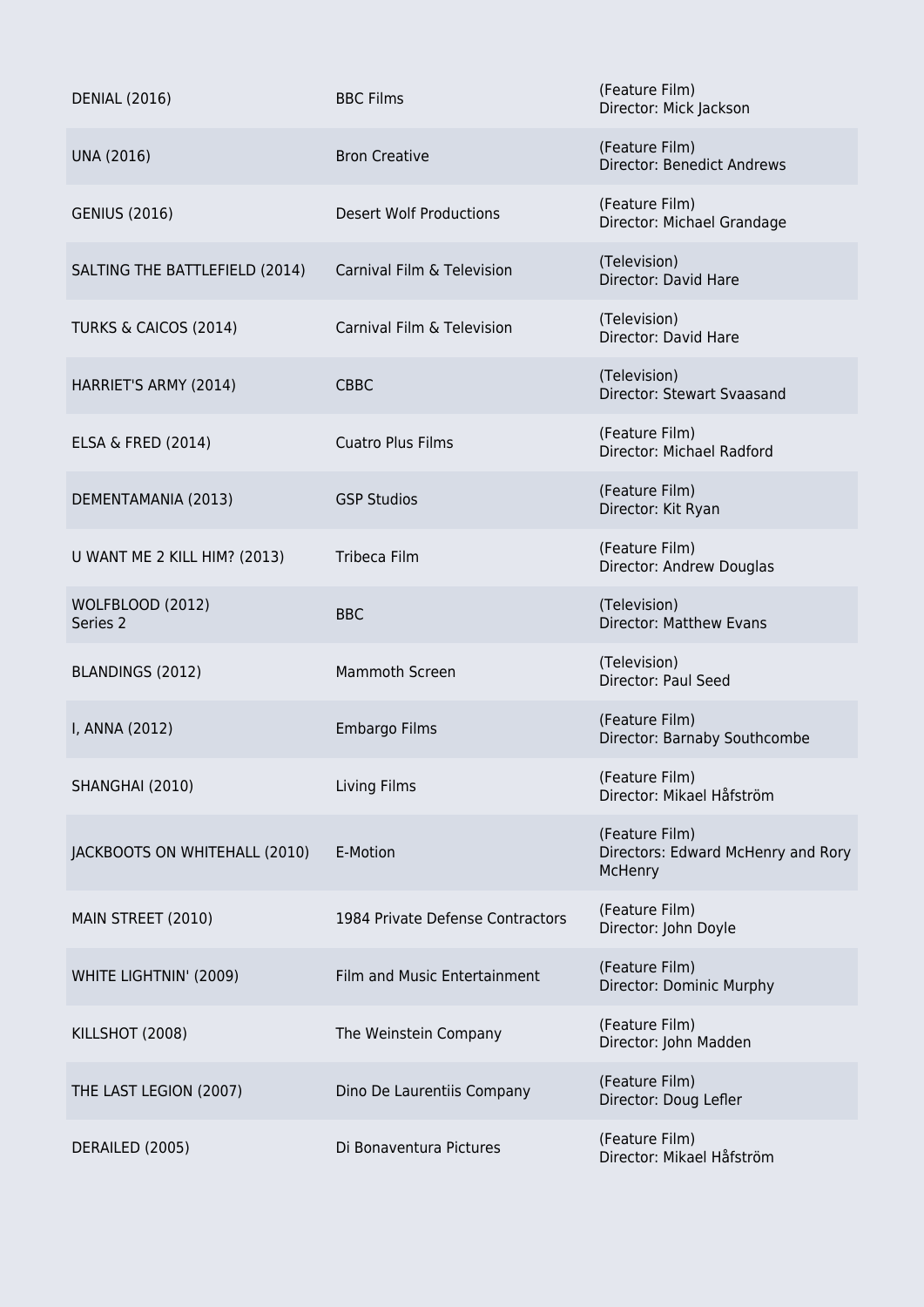| | | |
|---|---|---|
| DENIAL (2016) | BBC Films | (Feature Film)<br>Director: Mick Jackson |
| UNA (2016) | Bron Creative | (Feature Film)<br>Director: Benedict Andrews |
| GENIUS (2016) | Desert Wolf Productions | (Feature Film)<br>Director: Michael Grandage |
| SALTING THE BATTLEFIELD (2014) | Carnival Film & Television | (Television)<br>Director: David Hare |
| TURKS & CAICOS (2014) | Carnival Film & Television | (Television)<br>Director: David Hare |
| HARRIET'S ARMY (2014) | CBBC | (Television)<br>Director: Stewart Svaasand |
| ELSA & FRED (2014) | Cuatro Plus Films | (Feature Film)<br>Director: Michael Radford |
| DEMENTAMANIA (2013) | GSP Studios | (Feature Film)<br>Director: Kit Ryan |
| U WANT ME 2 KILL HIM? (2013) | Tribeca Film | (Feature Film)<br>Director: Andrew Douglas |
| WOLFBLOOD (2012)<br>Series 2 | BBC | (Television)<br>Director: Matthew Evans |
| BLANDINGS (2012) | Mammoth Screen | (Television)<br>Director: Paul Seed |
| I, ANNA (2012) | Embargo Films | (Feature Film)<br>Director: Barnaby Southcombe |
| SHANGHAI (2010) | Living Films | (Feature Film)<br>Director: Mikael Håfström |
| JACKBOOTS ON WHITEHALL (2010) | E-Motion | (Feature Film)<br>Directors: Edward McHenry and Rory McHenry |
| MAIN STREET (2010) | 1984 Private Defense Contractors | (Feature Film)<br>Director: John Doyle |
| WHITE LIGHTNIN' (2009) | Film and Music Entertainment | (Feature Film)<br>Director: Dominic Murphy |
| KILLSHOT (2008) | The Weinstein Company | (Feature Film)<br>Director: John Madden |
| THE LAST LEGION (2007) | Dino De Laurentiis Company | (Feature Film)<br>Director: Doug Lefler |
| DERAILED (2005) | Di Bonaventura Pictures | (Feature Film)<br>Director: Mikael Håfström |